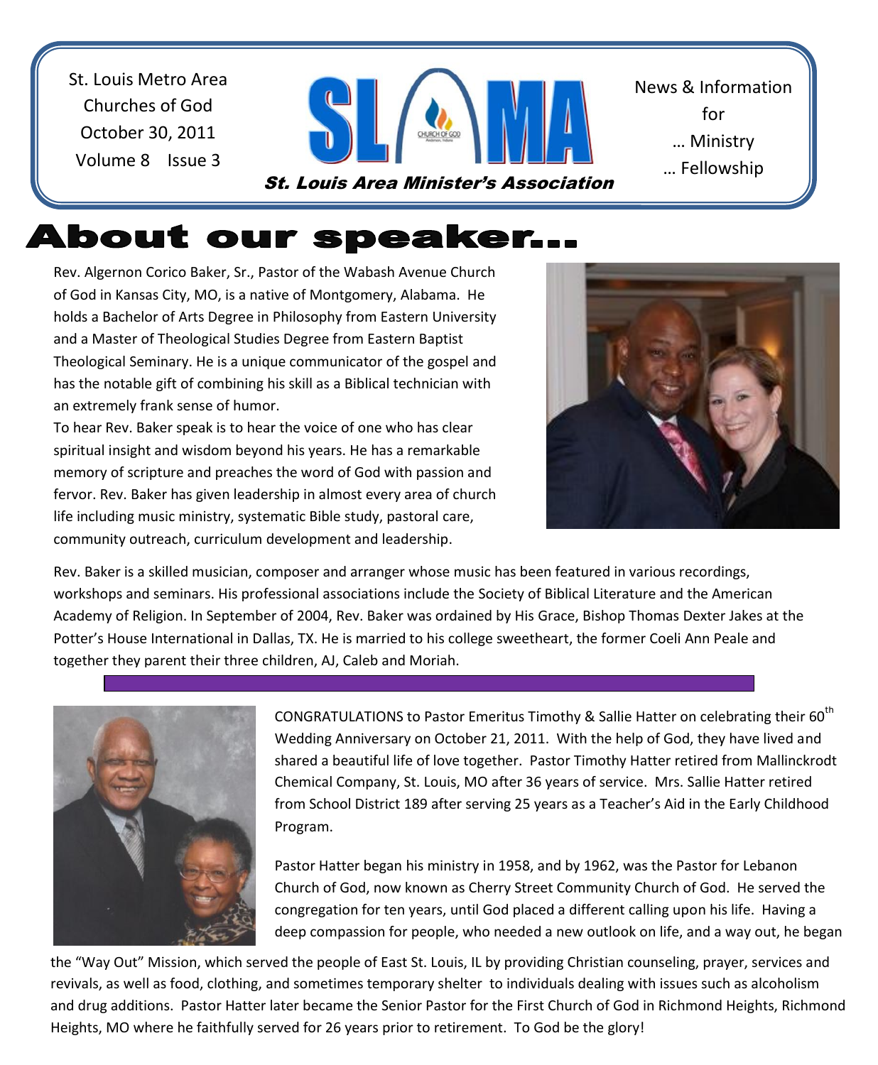St. Louis Metro Area
Churches of God
October 30, 2011
Volume 8 Issue 3

**SLAMA**

*St. Louis Area Minister's Association*

News & Information
for
… Ministry
… Fellowship

# About our speaker…

Rev. Algernon Corico Baker, Sr., Pastor of the Wabash Avenue Church of God in Kansas City, MO, is a native of Montgomery, Alabama. He holds a Bachelor of Arts Degree in Philosophy from Eastern University and a Master of Theological Studies Degree from Eastern Baptist Theological Seminary. He is a unique communicator of the gospel and has the notable gift of combining his skill as a Biblical technician with an extremely frank sense of humor.

To hear Rev. Baker speak is to hear the voice of one who has clear spiritual insight and wisdom beyond his years. He has a remarkable memory of scripture and preaches the word of God with passion and fervor. Rev. Baker has given leadership in almost every area of church life including music ministry, systematic Bible study, pastoral care, community outreach, curriculum development and leadership.

Rev. Baker is a skilled musician, composer and arranger whose music has been featured in various recordings, workshops and seminars. His professional associations include the Society of Biblical Literature and the American Academy of Religion. In September of 2004, Rev. Baker was ordained by His Grace, Bishop Thomas Dexter Jakes at the Potter's House International in Dallas, TX. He is married to his college sweetheart, the former Coeli Ann Peale and together they parent their three children, AJ, Caleb and Moriah.

---

CONGRATULATIONS to Pastor Emeritus Timothy & Sallie Hatter on celebrating their 60th Wedding Anniversary on October 21, 2011. With the help of God, they have lived and shared a beautiful life of love together. Pastor Timothy Hatter retired from Mallinckrodt Chemical Company, St. Louis, MO after 36 years of service. Mrs. Sallie Hatter retired from School District 189 after serving 25 years as a Teacher's Aid in the Early Childhood Program.

Pastor Hatter began his ministry in 1958, and by 1962, was the Pastor for Lebanon Church of God, now known as Cherry Street Community Church of God. He served the congregation for ten years, until God placed a different calling upon his life. Having a deep compassion for people, who needed a new outlook on life, and a way out, he began the "Way Out" Mission, which served the people of East St. Louis, IL by providing Christian counseling, prayer, services and revivals, as well as food, clothing, and sometimes temporary shelter to individuals dealing with issues such as alcoholism and drug additions. Pastor Hatter later became the Senior Pastor for the First Church of God in Richmond Heights, Richmond Heights, MO where he faithfully served for 26 years prior to retirement. To God be the glory!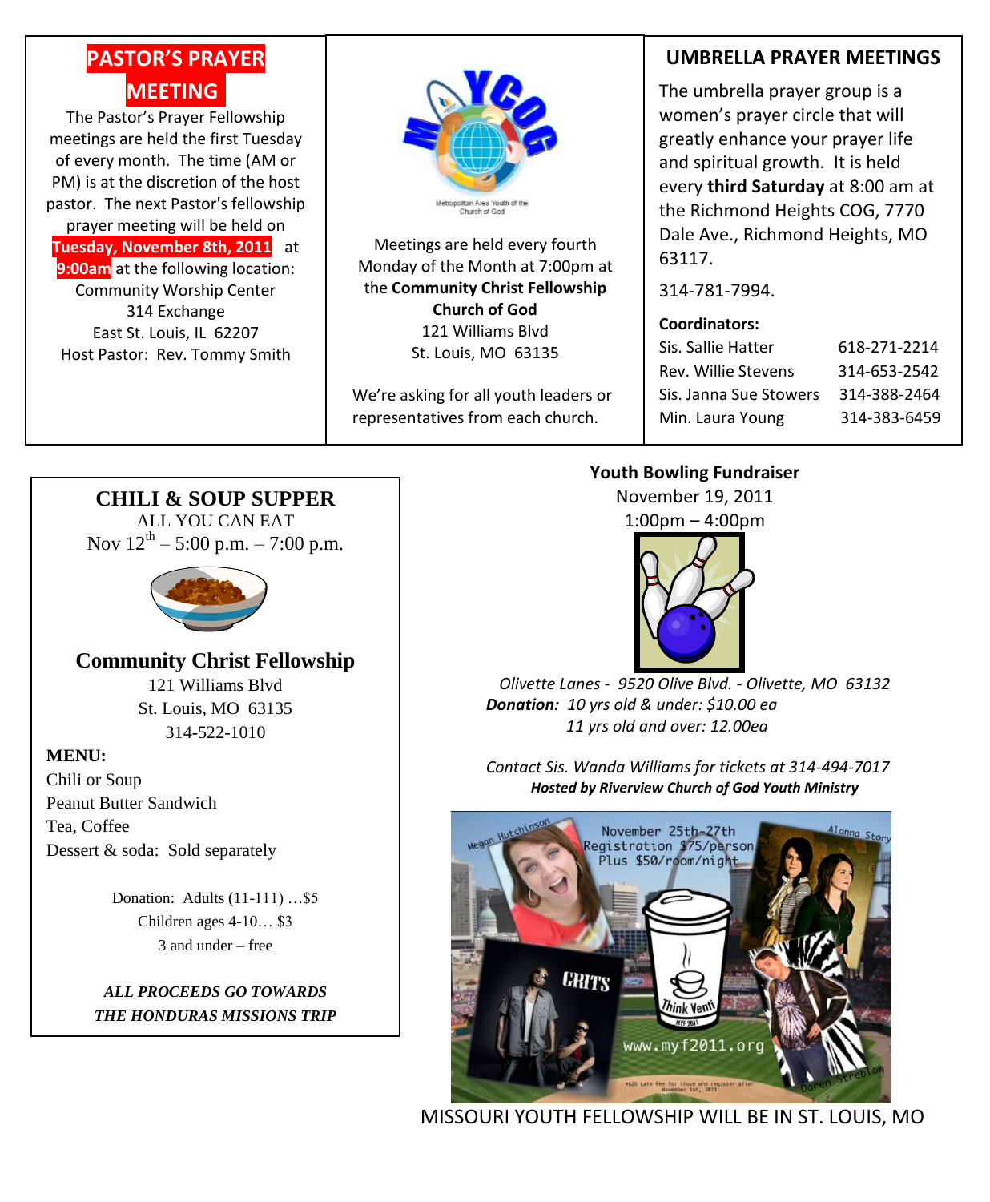## PASTOR'S PRAYER MEETING

The Pastor's Prayer Fellowship meetings are held the first Tuesday of every month. The time (AM or PM) is at the discretion of the host pastor. The next Pastor's fellowship prayer meeting will be held on **Tuesday, November 8th, 2011** at **9:00am** at the following location:

Community Worship Center
314 Exchange
East St. Louis, IL 62207
Host Pastor: Rev. Tommy Smith

Metropolitan Area Youth of the Church of God

Meetings are held every fourth Monday of the Month at 7:00pm at the **Community Christ Fellowship Church of God**
121 Williams Blvd
St. Louis, MO 63135

We're asking for all youth leaders or representatives from each church.

## UMBRELLA PRAYER MEETINGS

The umbrella prayer group is a women's prayer circle that will greatly enhance your prayer life and spiritual growth. It is held every **third Saturday** at 8:00 am at the Richmond Heights COG, 7770 Dale Ave., Richmond Heights, MO 63117.

314-781-7994.

**Coordinators:**

| | |
|---|---|
| Sis. Sallie Hatter | 618-271-2214 |
| Rev. Willie Stevens | 314-653-2542 |
| Sis. Janna Sue Stowers | 314-388-2464 |
| Min. Laura Young | 314-383-6459 |

## CHILI & SOUP SUPPER

ALL YOU CAN EAT
Nov 12th – 5:00 p.m. – 7:00 p.m.

**Community Christ Fellowship**
121 Williams Blvd
St. Louis, MO 63135
314-522-1010

**MENU:**
Chili or Soup
Peanut Butter Sandwich
Tea, Coffee
Dessert & soda: Sold separately

Donation: Adults (11-111) …$5
Children ages 4-10… $3
3 and under – free

***ALL PROCEEDS GO TOWARDS THE HONDURAS MISSIONS TRIP***

**Youth Bowling Fundraiser**
November 19, 2011
1:00pm – 4:00pm

*Olivette Lanes - 9520 Olive Blvd. - Olivette, MO 63132*
***Donation:*** *10 yrs old & under: $10.00 ea*
*11 yrs old and over: 12.00ea*

*Contact Sis. Wanda Williams for tickets at 314-494-7017*
***Hosted by Riverview Church of God Youth Ministry***

November 25th-27th
Registration $75/person
Plus $50/room/night

www.myf2011.org

MISSOURI YOUTH FELLOWSHIP WILL BE IN ST. LOUIS, MO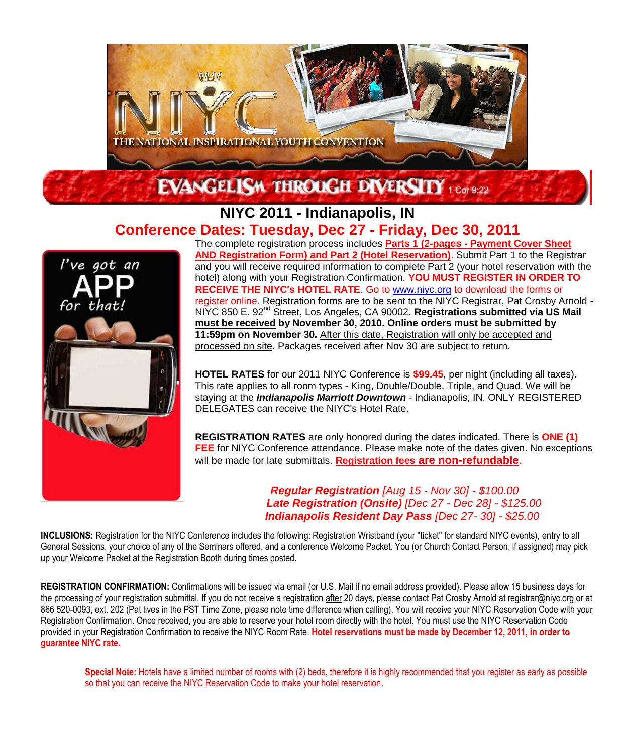THE NATIONAL INSPIRATIONAL YOUTH CONVENTION

EVANGELISM THROUGH DIVERSITY 1 Cor 9:22

# NIYC 2011 - Indianapolis, IN

## Conference Dates: Tuesday, Dec 27 - Friday, Dec 30, 2011

I've got an APP for that!

The complete registration process includes **Parts 1 (2-pages - Payment Cover Sheet AND Registration Form) and Part 2 (Hotel Reservation)**. Submit Part 1 to the Registrar and you will receive required information to complete Part 2 (your hotel reservation with the hotel) along with your Registration Confirmation. **YOU MUST REGISTER IN ORDER TO RECEIVE THE NIYC's HOTEL RATE**. Go to www.niyc.org to download the forms or register online. Registration forms are to be sent to the NIYC Registrar, Pat Crosby Arnold - NIYC 850 E. 92nd Street, Los Angeles, CA 90002. **Registrations submitted via US Mail must be received by November 30, 2010. Online orders must be submitted by 11:59pm on November 30.** After this date, Registration will only be accepted and processed on site. Packages received after Nov 30 are subject to return.

**HOTEL RATES** for our 2011 NIYC Conference is **$99.45**, per night (including all taxes). This rate applies to all room types - King, Double/Double, Triple, and Quad. We will be staying at the ***Indianapolis Marriott Downtown*** - Indianapolis, IN. ONLY REGISTERED DELEGATES can receive the NIYC's Hotel Rate.

**REGISTRATION RATES** are only honored during the dates indicated. There is **ONE (1) FEE** for NIYC Conference attendance. Please make note of the dates given. No exceptions will be made for late submittals. **Registration fees are non-refundable**.

***Regular Registration*** *[Aug 15 - Nov 30] - $100.00*
***Late Registration (Onsite)*** *[Dec 27 - Dec 28] - $125.00*
***Indianapolis Resident Day Pass*** *[Dec 27- 30] - $25.00*

**INCLUSIONS:** Registration for the NIYC Conference includes the following: Registration Wristband (your "ticket" for standard NIYC events), entry to all General Sessions, your choice of any of the Seminars offered, and a conference Welcome Packet. You (or Church Contact Person, if assigned) may pick up your Welcome Packet at the Registration Booth during times posted.

**REGISTRATION CONFIRMATION:** Confirmations will be issued via email (or U.S. Mail if no email address provided). Please allow 15 business days for the processing of your registration submittal. If you do not receive a registration after 20 days, please contact Pat Crosby Arnold at registrar@niyc.org or at 866 520-0093, ext. 202 (Pat lives in the PST Time Zone, please note time difference when calling). You will receive your NIYC Reservation Code with your Registration Confirmation. Once received, you are able to reserve your hotel room directly with the hotel. You must use the NIYC Reservation Code provided in your Registration Confirmation to receive the NIYC Room Rate. **Hotel reservations must be made by December 12, 2011, in order to guarantee NIYC rate.**

**Special Note:** Hotels have a limited number of rooms with (2) beds, therefore it is highly recommended that you register as early as possible so that you can receive the NIYC Reservation Code to make your hotel reservation.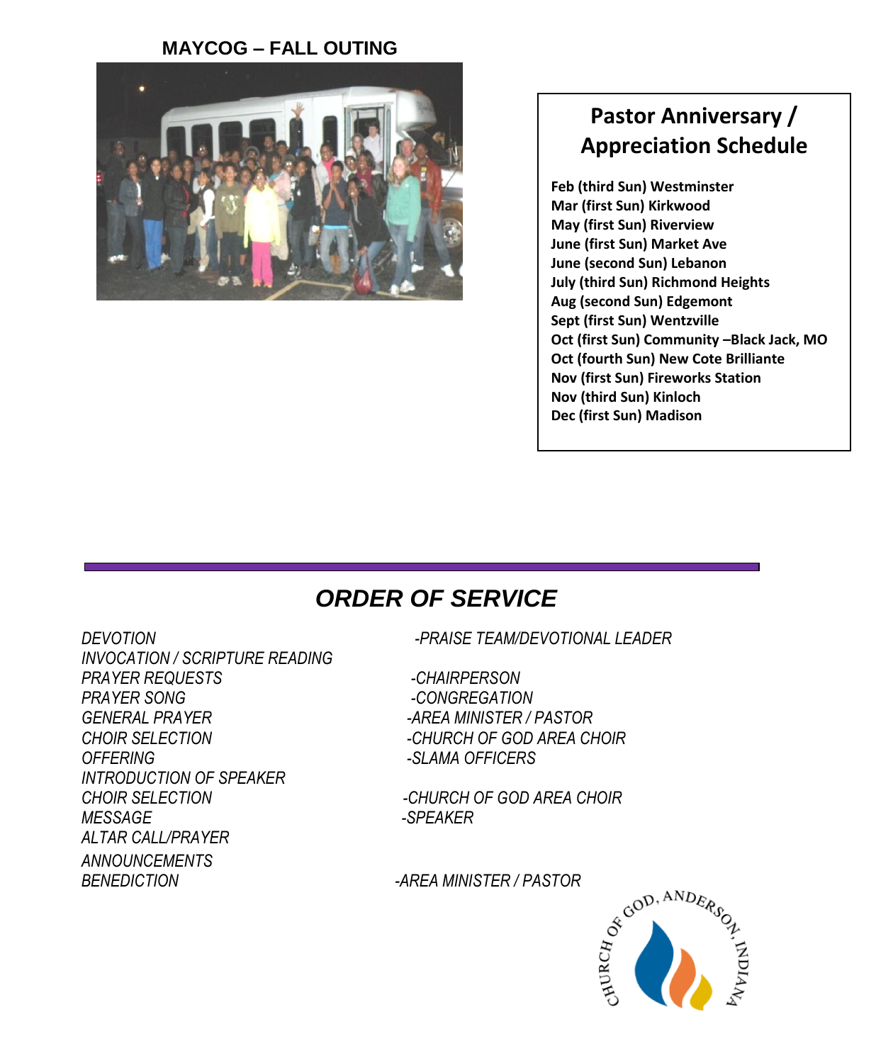## MAYCOG – FALL OUTING

## Pastor Anniversary / Appreciation Schedule

**Feb (third Sun) Westminster**
**Mar (first Sun) Kirkwood**
**May (first Sun) Riverview**
**June (first Sun) Market Ave**
**June (second Sun) Lebanon**
**July (third Sun) Richmond Heights**
**Aug (second Sun) Edgemont**
**Sept (first Sun) Wentzville**
**Oct (first Sun) Community –Black Jack, MO**
**Oct (fourth Sun) New Cote Brilliante**
**Nov (first Sun) Fireworks Station**
**Nov (third Sun) Kinloch**
**Dec (first Sun) Madison**

# *ORDER OF SERVICE*

*DEVOTION* — *-PRAISE TEAM/DEVOTIONAL LEADER*
*INVOCATION / SCRIPTURE READING*
*PRAYER REQUESTS* — *-CHAIRPERSON*
*PRAYER SONG* — *-CONGREGATION*
*GENERAL PRAYER* — *-AREA MINISTER / PASTOR*
*CHOIR SELECTION* — *-CHURCH OF GOD AREA CHOIR*
*OFFERING* — *-SLAMA OFFICERS*
*INTRODUCTION OF SPEAKER*
*CHOIR SELECTION* — *-CHURCH OF GOD AREA CHOIR*
*MESSAGE* — *-SPEAKER*
*ALTAR CALL/PRAYER*
*ANNOUNCEMENTS*
*BENEDICTION* — *-AREA MINISTER / PASTOR*

CHURCH OF GOD, ANDERSON, INDIANA